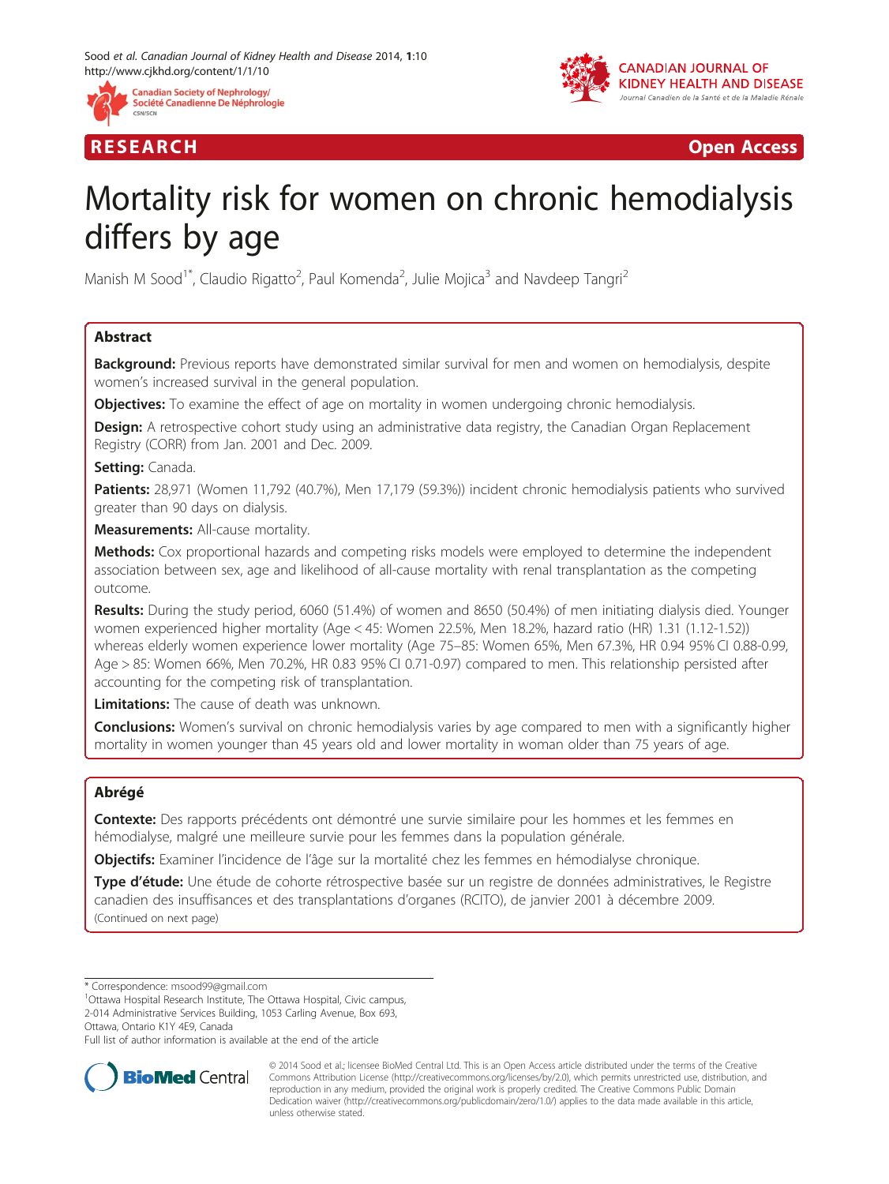RESEARCH Open Access

# Mortality risk for women on chronic hemodialysis differs by age

Manish M Sood[1*], Claudio Rigatto[2], Paul Komenda[2], Julie Mojica[3] and Navdeep Tangri[2]

## Abstract

**Background:** Previous reports have demonstrated similar survival for men and women on hemodialysis, despite women's increased survival in the general population.

**Objectives:** To examine the effect of age on mortality in women undergoing chronic hemodialysis.

**Design:** A retrospective cohort study using an administrative data registry, the Canadian Organ Replacement Registry (CORR) from Jan. 2001 and Dec. 2009.

**Setting:** Canada.

**Patients:** 28,971 (Women 11,792 (40.7%), Men 17,179 (59.3%)) incident chronic hemodialysis patients who survived greater than 90 days on dialysis.

**Measurements:** All-cause mortality.

**Methods:** Cox proportional hazards and competing risks models were employed to determine the independent association between sex, age and likelihood of all-cause mortality with renal transplantation as the competing outcome.

**Results:** During the study period, 6060 (51.4%) of women and 8650 (50.4%) of men initiating dialysis died. Younger women experienced higher mortality (Age < 45: Women 22.5%, Men 18.2%, hazard ratio (HR) 1.31 (1.12-1.52)) whereas elderly women experience lower mortality (Age 75–85: Women 65%, Men 67.3%, HR 0.94 95% CI 0.88-0.99, Age > 85: Women 66%, Men 70.2%, HR 0.83 95% CI 0.71-0.97) compared to men. This relationship persisted after accounting for the competing risk of transplantation.

**Limitations:** The cause of death was unknown.

**Conclusions:** Women's survival on chronic hemodialysis varies by age compared to men with a significantly higher mortality in women younger than 45 years old and lower mortality in woman older than 75 years of age.

## Abrégé

**Contexte:** Des rapports précédents ont démontré une survie similaire pour les hommes et les femmes en hémodialyse, malgré une meilleure survie pour les femmes dans la population générale.

**Objectifs:** Examiner l'incidence de l'âge sur la mortalité chez les femmes en hémodialyse chronique.

**Type d'étude:** Une étude de cohorte rétrospective basée sur un registre de données administratives, le Registre canadien des insuffisances et des transplantations d'organes (RCITO), de janvier 2001 à décembre 2009.

(Continued on next page)

---

* Correspondence: msood99@gmail.com

[1]Ottawa Hospital Research Institute, The Ottawa Hospital, Civic campus, 2-014 Administrative Services Building, 1053 Carling Avenue, Box 693, Ottawa, Ontario K1Y 4E9, Canada

Full list of author information is available at the end of the article

© 2014 Sood et al.; licensee BioMed Central Ltd. This is an Open Access article distributed under the terms of the Creative Commons Attribution License (http://creativecommons.org/licenses/by/2.0), which permits unrestricted use, distribution, and reproduction in any medium, provided the original work is properly credited. The Creative Commons Public Domain Dedication waiver (http://creativecommons.org/publicdomain/zero/1.0/) applies to the data made available in this article, unless otherwise stated.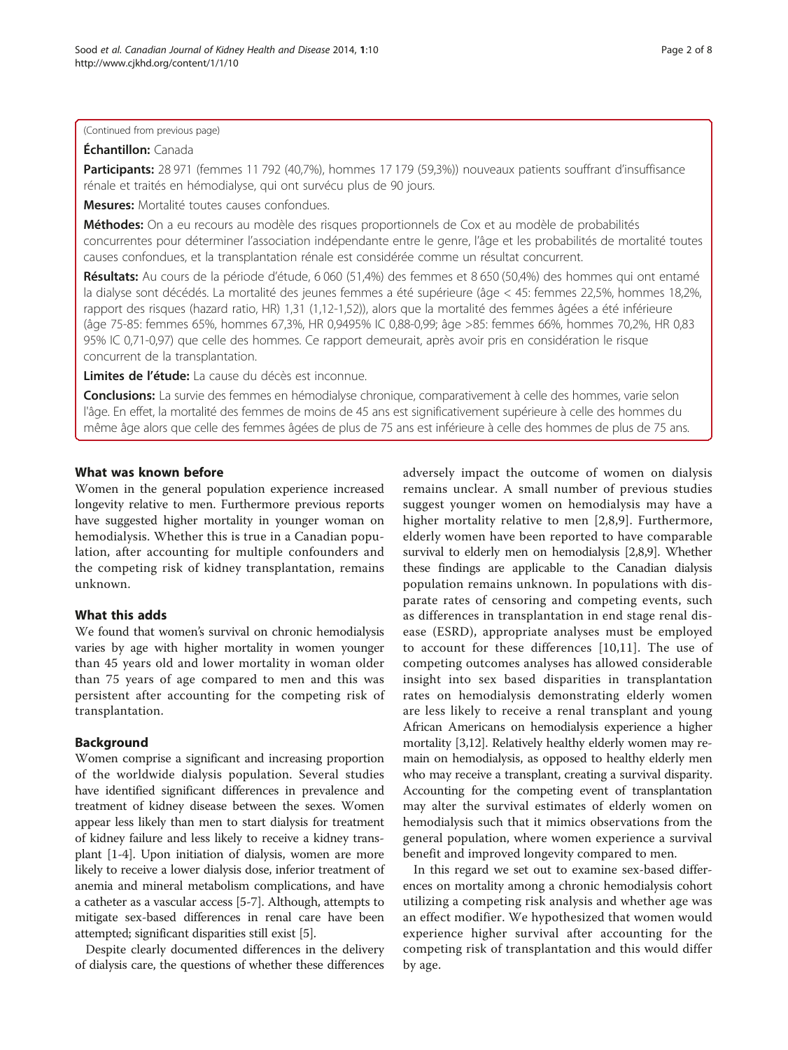(Continued from previous page)

**Échantillon:** Canada

**Participants:** 28 971 (femmes 11 792 (40,7%), hommes 17 179 (59,3%)) nouveaux patients souffrant d'insuffisance rénale et traités en hémodialyse, qui ont survécu plus de 90 jours.

**Mesures:** Mortalité toutes causes confondues.

**Méthodes:** On a eu recours au modèle des risques proportionnels de Cox et au modèle de probabilités concurrentes pour déterminer l'association indépendante entre le genre, l'âge et les probabilités de mortalité toutes causes confondues, et la transplantation rénale est considérée comme un résultat concurrent.

**Résultats:** Au cours de la période d'étude, 6 060 (51,4%) des femmes et 8 650 (50,4%) des hommes qui ont entamé la dialyse sont décédés. La mortalité des jeunes femmes a été supérieure (âge < 45: femmes 22,5%, hommes 18,2%, rapport des risques (hazard ratio, HR) 1,31 (1,12-1,52)), alors que la mortalité des femmes âgées a été inférieure (âge 75-85: femmes 65%, hommes 67,3%, HR 0,9495% IC 0,88-0,99; âge >85: femmes 66%, hommes 70,2%, HR 0,83 95% IC 0,71-0,97) que celle des hommes. Ce rapport demeurait, après avoir pris en considération le risque concurrent de la transplantation.

**Limites de l'étude:** La cause du décès est inconnue.

**Conclusions:** La survie des femmes en hémodialyse chronique, comparativement à celle des hommes, varie selon l'âge. En effet, la mortalité des femmes de moins de 45 ans est significativement supérieure à celle des hommes du même âge alors que celle des femmes âgées de plus de 75 ans est inférieure à celle des hommes de plus de 75 ans.

## What was known before

Women in the general population experience increased longevity relative to men. Furthermore previous reports have suggested higher mortality in younger woman on hemodialysis. Whether this is true in a Canadian population, after accounting for multiple confounders and the competing risk of kidney transplantation, remains unknown.

## What this adds

We found that women's survival on chronic hemodialysis varies by age with higher mortality in women younger than 45 years old and lower mortality in woman older than 75 years of age compared to men and this was persistent after accounting for the competing risk of transplantation.

## Background

Women comprise a significant and increasing proportion of the worldwide dialysis population. Several studies have identified significant differences in prevalence and treatment of kidney disease between the sexes. Women appear less likely than men to start dialysis for treatment of kidney failure and less likely to receive a kidney transplant [1-4]. Upon initiation of dialysis, women are more likely to receive a lower dialysis dose, inferior treatment of anemia and mineral metabolism complications, and have a catheter as a vascular access [5-7]. Although, attempts to mitigate sex-based differences in renal care have been attempted; significant disparities still exist [5].

Despite clearly documented differences in the delivery of dialysis care, the questions of whether these differences adversely impact the outcome of women on dialysis remains unclear. A small number of previous studies suggest younger women on hemodialysis may have a higher mortality relative to men [2,8,9]. Furthermore, elderly women have been reported to have comparable survival to elderly men on hemodialysis [2,8,9]. Whether these findings are applicable to the Canadian dialysis population remains unknown. In populations with disparate rates of censoring and competing events, such as differences in transplantation in end stage renal disease (ESRD), appropriate analyses must be employed to account for these differences [10,11]. The use of competing outcomes analyses has allowed considerable insight into sex based disparities in transplantation rates on hemodialysis demonstrating elderly women are less likely to receive a renal transplant and young African Americans on hemodialysis experience a higher mortality [3,12]. Relatively healthy elderly women may remain on hemodialysis, as opposed to healthy elderly men who may receive a transplant, creating a survival disparity. Accounting for the competing event of transplantation may alter the survival estimates of elderly women on hemodialysis such that it mimics observations from the general population, where women experience a survival benefit and improved longevity compared to men.

In this regard we set out to examine sex-based differences on mortality among a chronic hemodialysis cohort utilizing a competing risk analysis and whether age was an effect modifier. We hypothesized that women would experience higher survival after accounting for the competing risk of transplantation and this would differ by age.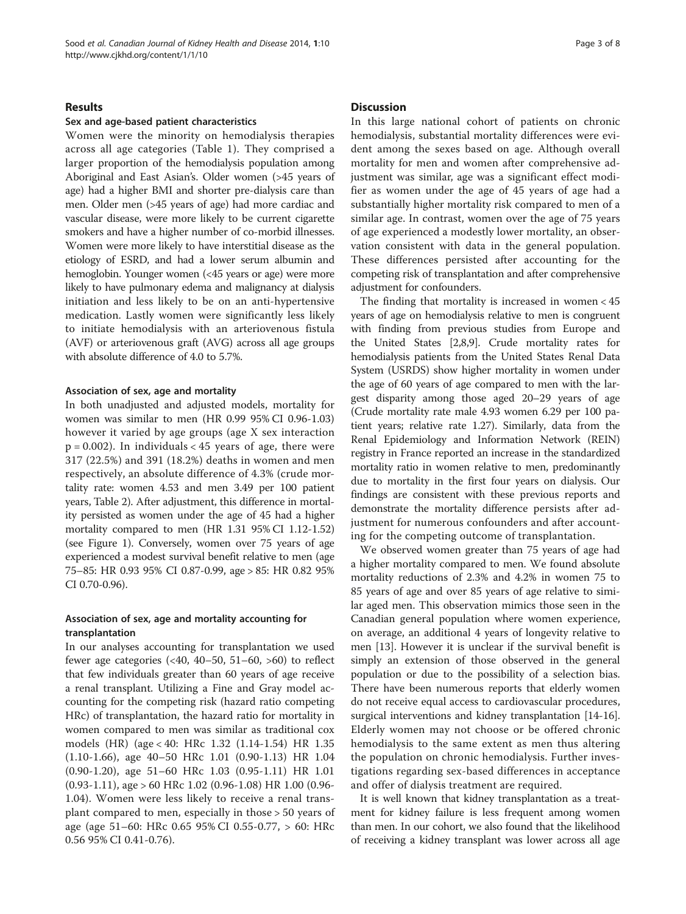## Results

### Sex and age-based patient characteristics

Women were the minority on hemodialysis therapies across all age categories (Table 1). They comprised a larger proportion of the hemodialysis population among Aboriginal and East Asian's. Older women (>45 years of age) had a higher BMI and shorter pre-dialysis care than men. Older men (>45 years of age) had more cardiac and vascular disease, were more likely to be current cigarette smokers and have a higher number of co-morbid illnesses. Women were more likely to have interstitial disease as the etiology of ESRD, and had a lower serum albumin and hemoglobin. Younger women (<45 years or age) were more likely to have pulmonary edema and malignancy at dialysis initiation and less likely to be on an anti-hypertensive medication. Lastly women were significantly less likely to initiate hemodialysis with an arteriovenous fistula (AVF) or arteriovenous graft (AVG) across all age groups with absolute difference of 4.0 to 5.7%.

### Association of sex, age and mortality

In both unadjusted and adjusted models, mortality for women was similar to men (HR 0.99 95% CI 0.96-1.03) however it varied by age groups (age X sex interaction $p = 0.002$). In individuals < 45 years of age, there were 317 (22.5%) and 391 (18.2%) deaths in women and men respectively, an absolute difference of 4.3% (crude mortality rate: women 4.53 and men 3.49 per 100 patient years, Table 2). After adjustment, this difference in mortality persisted as women under the age of 45 had a higher mortality compared to men (HR 1.31 95% CI 1.12-1.52) (see Figure 1). Conversely, women over 75 years of age experienced a modest survival benefit relative to men (age 75–85: HR 0.93 95% CI 0.87-0.99, age > 85: HR 0.82 95% CI 0.70-0.96).

### Association of sex, age and mortality accounting for transplantation

In our analyses accounting for transplantation we used fewer age categories (<40, 40–50, 51–60, >60) to reflect that few individuals greater than 60 years of age receive a renal transplant. Utilizing a Fine and Gray model accounting for the competing risk (hazard ratio competing HRc) of transplantation, the hazard ratio for mortality in women compared to men was similar as traditional cox models (HR) (age < 40: HRc 1.32 (1.14-1.54) HR 1.35 (1.10-1.66), age 40–50 HRc 1.01 (0.90-1.13) HR 1.04 (0.90-1.20), age 51–60 HRc 1.03 (0.95-1.11) HR 1.01 (0.93-1.11), age > 60 HRc 1.02 (0.96-1.08) HR 1.00 (0.96-1.04). Women were less likely to receive a renal transplant compared to men, especially in those > 50 years of age (age 51–60: HRc 0.65 95% CI 0.55-0.77, > 60: HRc 0.56 95% CI 0.41-0.76).

## Discussion

In this large national cohort of patients on chronic hemodialysis, substantial mortality differences were evident among the sexes based on age. Although overall mortality for men and women after comprehensive adjustment was similar, age was a significant effect modifier as women under the age of 45 years of age had a substantially higher mortality risk compared to men of a similar age. In contrast, women over the age of 75 years of age experienced a modestly lower mortality, an observation consistent with data in the general population. These differences persisted after accounting for the competing risk of transplantation and after comprehensive adjustment for confounders.

The finding that mortality is increased in women < 45 years of age on hemodialysis relative to men is congruent with finding from previous studies from Europe and the United States [2,8,9]. Crude mortality rates for hemodialysis patients from the United States Renal Data System (USRDS) show higher mortality in women under the age of 60 years of age compared to men with the largest disparity among those aged 20–29 years of age (Crude mortality rate male 4.93 women 6.29 per 100 patient years; relative rate 1.27). Similarly, data from the Renal Epidemiology and Information Network (REIN) registry in France reported an increase in the standardized mortality ratio in women relative to men, predominantly due to mortality in the first four years on dialysis. Our findings are consistent with these previous reports and demonstrate the mortality difference persists after adjustment for numerous confounders and after accounting for the competing outcome of transplantation.

We observed women greater than 75 years of age had a higher mortality compared to men. We found absolute mortality reductions of 2.3% and 4.2% in women 75 to 85 years of age and over 85 years of age relative to similar aged men. This observation mimics those seen in the Canadian general population where women experience, on average, an additional 4 years of longevity relative to men [13]. However it is unclear if the survival benefit is simply an extension of those observed in the general population or due to the possibility of a selection bias. There have been numerous reports that elderly women do not receive equal access to cardiovascular procedures, surgical interventions and kidney transplantation [14-16]. Elderly women may not choose or be offered chronic hemodialysis to the same extent as men thus altering the population on chronic hemodialysis. Further investigations regarding sex-based differences in acceptance and offer of dialysis treatment are required.

It is well known that kidney transplantation as a treatment for kidney failure is less frequent among women than men. In our cohort, we also found that the likelihood of receiving a kidney transplant was lower across all age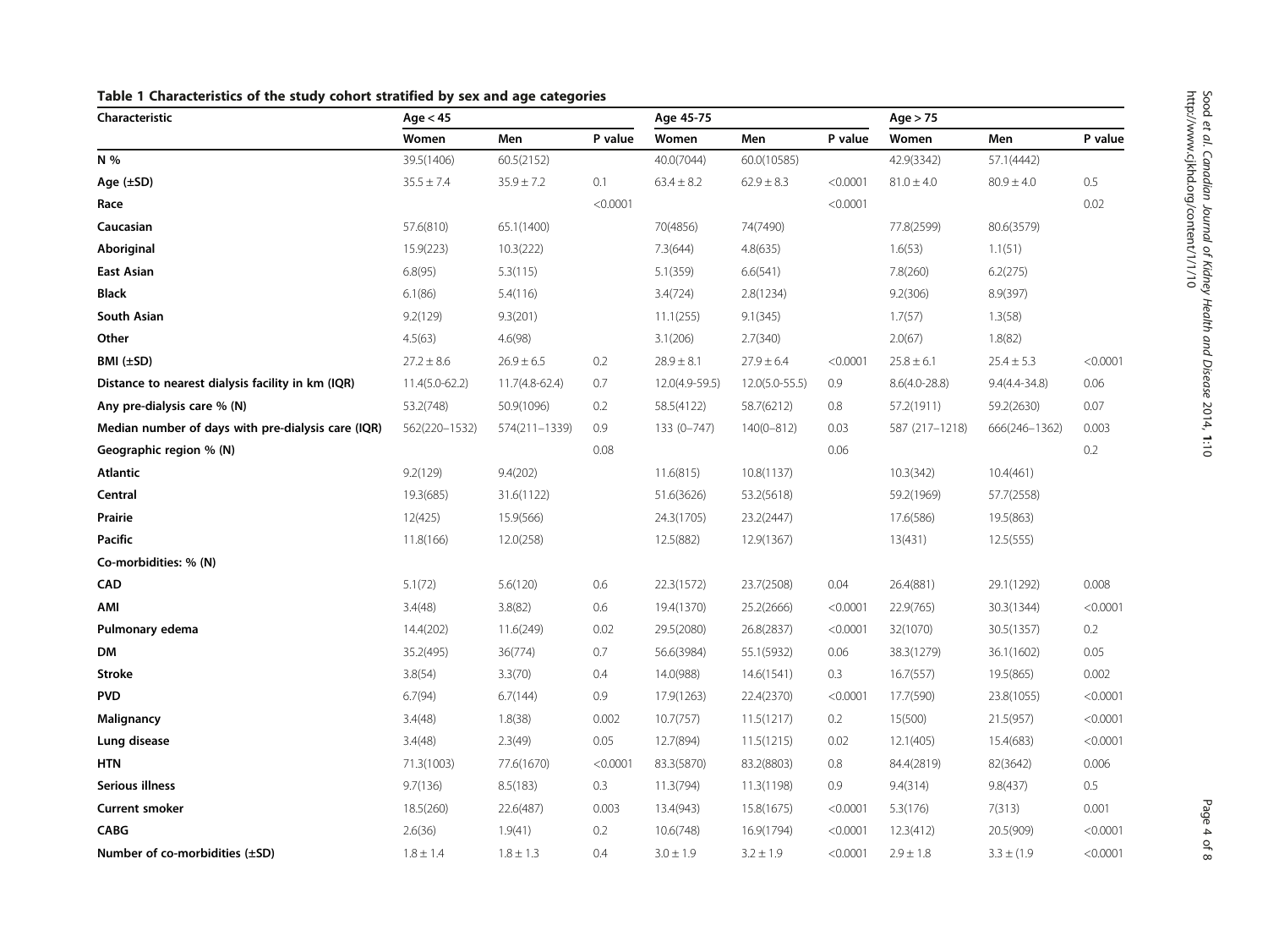**Table 1 Characteristics of the study cohort stratified by sex and age categories**

| Characteristic | Age < 45 | | | Age 45-75 | | | Age > 75 | | |
|---|---|---|---|---|---|---|---|---|---|
| | Women | Men | P value | Women | Men | P value | Women | Men | P value |
| **N %** | 39.5(1406) | 60.5(2152) | | 40.0(7044) | 60.0(10585) | | 42.9(3342) | 57.1(4442) | |
| **Age (±SD)** | 35.5 ± 7.4 | 35.9 ± 7.2 | 0.1 | 63.4 ± 8.2 | 62.9 ± 8.3 | <0.0001 | 81.0 ± 4.0 | 80.9 ± 4.0 | 0.5 |
| **Race** | | | <0.0001 | | | <0.0001 | | | 0.02 |
| **Caucasian** | 57.6(810) | 65.1(1400) | | 70(4856) | 74(7490) | | 77.8(2599) | 80.6(3579) | |
| **Aboriginal** | 15.9(223) | 10.3(222) | | 7.3(644) | 4.8(635) | | 1.6(53) | 1.1(51) | |
| **East Asian** | 6.8(95) | 5.3(115) | | 5.1(359) | 6.6(541) | | 7.8(260) | 6.2(275) | |
| **Black** | 6.1(86) | 5.4(116) | | 3.4(724) | 2.8(1234) | | 9.2(306) | 8.9(397) | |
| **South Asian** | 9.2(129) | 9.3(201) | | 11.1(255) | 9.1(345) | | 1.7(57) | 1.3(58) | |
| **Other** | 4.5(63) | 4.6(98) | | 3.1(206) | 2.7(340) | | 2.0(67) | 1.8(82) | |
| **BMI (±SD)** | 27.2 ± 8.6 | 26.9 ± 6.5 | 0.2 | 28.9 ± 8.1 | 27.9 ± 6.4 | <0.0001 | 25.8 ± 6.1 | 25.4 ± 5.3 | <0.0001 |
| **Distance to nearest dialysis facility in km (IQR)** | 11.4(5.0-62.2) | 11.7(4.8-62.4) | 0.7 | 12.0(4.9-59.5) | 12.0(5.0-55.5) | 0.9 | 8.6(4.0-28.8) | 9.4(4.4-34.8) | 0.06 |
| **Any pre-dialysis care % (N)** | 53.2(748) | 50.9(1096) | 0.2 | 58.5(4122) | 58.7(6212) | 0.8 | 57.2(1911) | 59.2(2630) | 0.07 |
| **Median number of days with pre-dialysis care (IQR)** | 562(220–1532) | 574(211–1339) | 0.9 | 133 (0–747) | 140(0–812) | 0.03 | 587 (217–1218) | 666(246–1362) | 0.003 |
| **Geographic region % (N)** | | | 0.08 | | | 0.06 | | | 0.2 |
| **Atlantic** | 9.2(129) | 9.4(202) | | 11.6(815) | 10.8(1137) | | 10.3(342) | 10.4(461) | |
| **Central** | 19.3(685) | 31.6(1122) | | 51.6(3626) | 53.2(5618) | | 59.2(1969) | 57.7(2558) | |
| **Prairie** | 12(425) | 15.9(566) | | 24.3(1705) | 23.2(2447) | | 17.6(586) | 19.5(863) | |
| **Pacific** | 11.8(166) | 12.0(258) | | 12.5(882) | 12.9(1367) | | 13(431) | 12.5(555) | |
| **Co-morbidities: % (N)** | | | | | | | | | |
| **CAD** | 5.1(72) | 5.6(120) | 0.6 | 22.3(1572) | 23.7(2508) | 0.04 | 26.4(881) | 29.1(1292) | 0.008 |
| **AMI** | 3.4(48) | 3.8(82) | 0.6 | 19.4(1370) | 25.2(2666) | <0.0001 | 22.9(765) | 30.3(1344) | <0.0001 |
| **Pulmonary edema** | 14.4(202) | 11.6(249) | 0.02 | 29.5(2080) | 26.8(2837) | <0.0001 | 32(1070) | 30.5(1357) | 0.2 |
| **DM** | 35.2(495) | 36(774) | 0.7 | 56.6(3984) | 55.1(5932) | 0.06 | 38.3(1279) | 36.1(1602) | 0.05 |
| **Stroke** | 3.8(54) | 3.3(70) | 0.4 | 14.0(988) | 14.6(1541) | 0.3 | 16.7(557) | 19.5(865) | 0.002 |
| **PVD** | 6.7(94) | 6.7(144) | 0.9 | 17.9(1263) | 22.4(2370) | <0.0001 | 17.7(590) | 23.8(1055) | <0.0001 |
| **Malignancy** | 3.4(48) | 1.8(38) | 0.002 | 10.7(757) | 11.5(1217) | 0.2 | 15(500) | 21.5(957) | <0.0001 |
| **Lung disease** | 3.4(48) | 2.3(49) | 0.05 | 12.7(894) | 11.5(1215) | 0.02 | 12.1(405) | 15.4(683) | <0.0001 |
| **HTN** | 71.3(1003) | 77.6(1670) | <0.0001 | 83.3(5870) | 83.2(8803) | 0.8 | 84.4(2819) | 82(3642) | 0.006 |
| **Serious illness** | 9.7(136) | 8.5(183) | 0.3 | 11.3(794) | 11.3(1198) | 0.9 | 9.4(314) | 9.8(437) | 0.5 |
| **Current smoker** | 18.5(260) | 22.6(487) | 0.003 | 13.4(943) | 15.8(1675) | <0.0001 | 5.3(176) | 7(313) | 0.001 |
| **CABG** | 2.6(36) | 1.9(41) | 0.2 | 10.6(748) | 16.9(1794) | <0.0001 | 12.3(412) | 20.5(909) | <0.0001 |
| **Number of co-morbidities (±SD)** | 1.8 ± 1.4 | 1.8 ± 1.3 | 0.4 | 3.0 ± 1.9 | 3.2 ± 1.9 | <0.0001 | 2.9 ± 1.8 | 3.3 ± (1.9 | <0.0001 |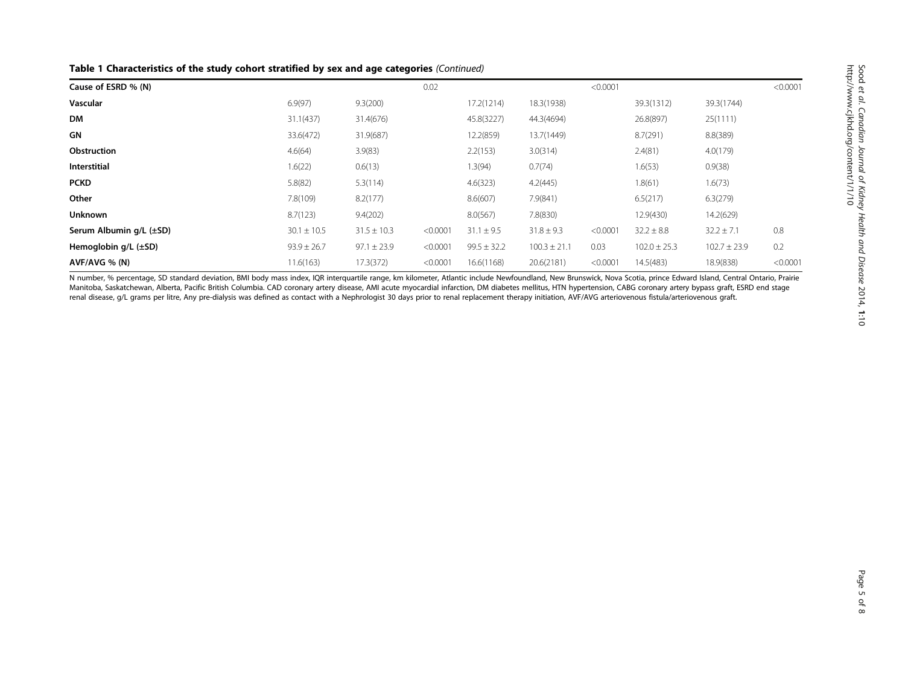**Table 1 Characteristics of the study cohort stratified by sex and age categories** *(Continued)*

| Cause of ESRD % (N) | | | 0.02 | | | <0.0001 | | | <0.0001 |
|---|---|---|---|---|---|---|---|---|---|
| **Vascular** | 6.9(97) | 9.3(200) | | 17.2(1214) | 18.3(1938) | | 39.3(1312) | 39.3(1744) | |
| **DM** | 31.1(437) | 31.4(676) | | 45.8(3227) | 44.3(4694) | | 26.8(897) | 25(1111) | |
| **GN** | 33.6(472) | 31.9(687) | | 12.2(859) | 13.7(1449) | | 8.7(291) | 8.8(389) | |
| **Obstruction** | 4.6(64) | 3.9(83) | | 2.2(153) | 3.0(314) | | 2.4(81) | 4.0(179) | |
| **Interstitial** | 1.6(22) | 0.6(13) | | 1.3(94) | 0.7(74) | | 1.6(53) | 0.9(38) | |
| **PCKD** | 5.8(82) | 5.3(114) | | 4.6(323) | 4.2(445) | | 1.8(61) | 1.6(73) | |
| **Other** | 7.8(109) | 8.2(177) | | 8.6(607) | 7.9(841) | | 6.5(217) | 6.3(279) | |
| **Unknown** | 8.7(123) | 9.4(202) | | 8.0(567) | 7.8(830) | | 12.9(430) | 14.2(629) | |
| **Serum Albumin g/L (±SD)** | 30.1 ± 10.5 | 31.5 ± 10.3 | <0.0001 | 31.1 ± 9.5 | 31.8 ± 9.3 | <0.0001 | 32.2 ± 8.8 | 32.2 ± 7.1 | 0.8 |
| **Hemoglobin g/L (±SD)** | 93.9 ± 26.7 | 97.1 ± 23.9 | <0.0001 | 99.5 ± 32.2 | 100.3 ± 21.1 | 0.03 | 102.0 ± 25.3 | 102.7 ± 23.9 | 0.2 |
| **AVF/AVG % (N)** | 11.6(163) | 17.3(372) | <0.0001 | 16.6(1168) | 20.6(2181) | <0.0001 | 14.5(483) | 18.9(838) | <0.0001 |

N number, % percentage, SD standard deviation, BMI body mass index, IQR interquartile range, km kilometer, Atlantic include Newfoundland, New Brunswick, Nova Scotia, prince Edward Island, Central Ontario, Prairie Manitoba, Saskatchewan, Alberta, Pacific British Columbia. CAD coronary artery disease, AMI acute myocardial infarction, DM diabetes mellitus, HTN hypertension, CABG coronary artery bypass graft, ESRD end stage renal disease, g/L grams per litre, Any pre-dialysis was defined as contact with a Nephrologist 30 days prior to renal replacement therapy initiation, AVF/AVG arteriovenous fistula/arteriovenous graft.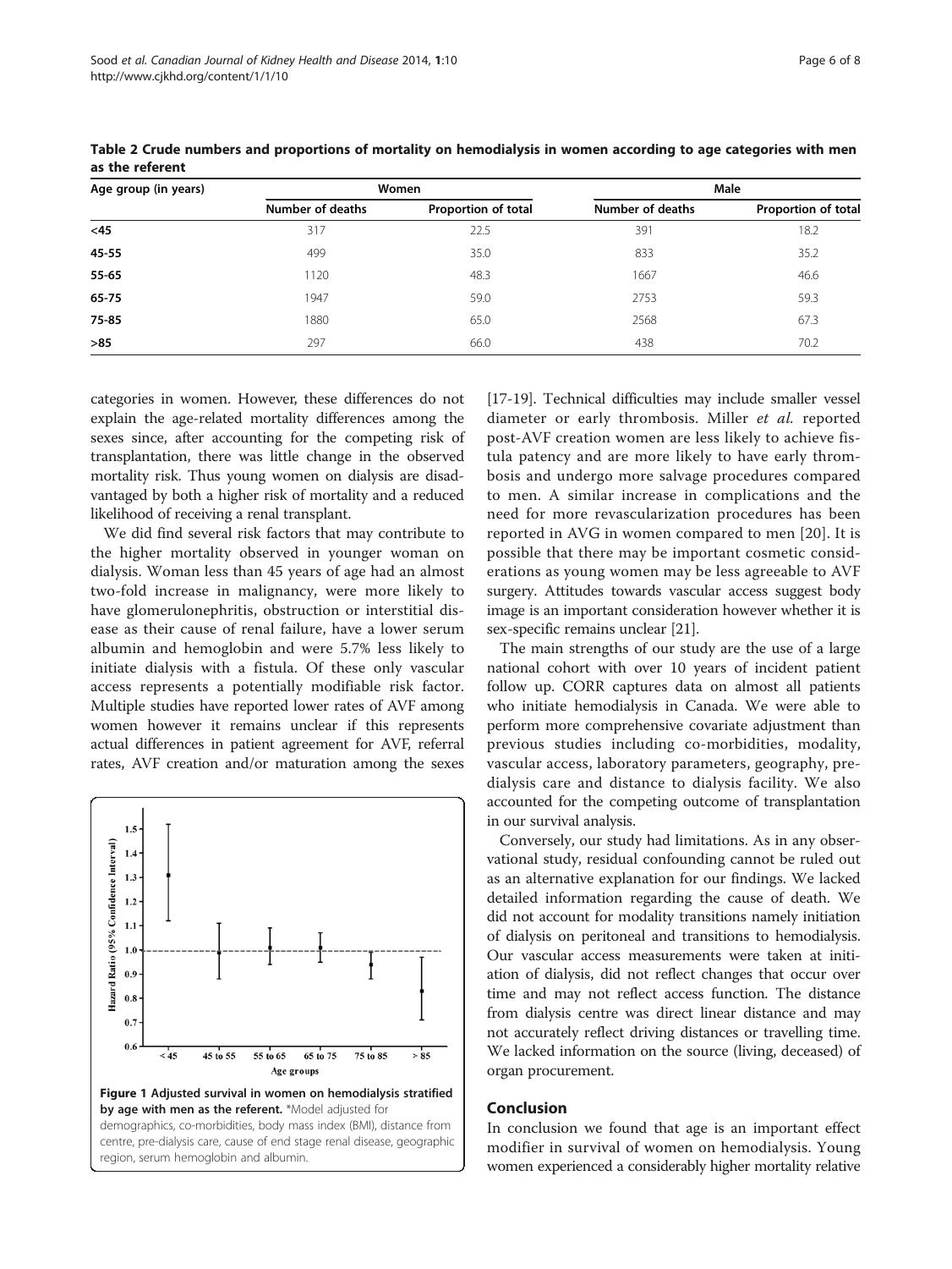**Table 2 Crude numbers and proportions of mortality on hemodialysis in women according to age categories with men as the referent**

| Age group (in years) | Women | | Male | |
|---|---|---|---|---|
| | Number of deaths | Proportion of total | Number of deaths | Proportion of total |
| <45 | 317 | 22.5 | 391 | 18.2 |
| 45-55 | 499 | 35.0 | 833 | 35.2 |
| 55-65 | 1120 | 48.3 | 1667 | 46.6 |
| 65-75 | 1947 | 59.0 | 2753 | 59.3 |
| 75-85 | 1880 | 65.0 | 2568 | 67.3 |
| >85 | 297 | 66.0 | 438 | 70.2 |

categories in women. However, these differences do not explain the age-related mortality differences among the sexes since, after accounting for the competing risk of transplantation, there was little change in the observed mortality risk. Thus young women on dialysis are disadvantaged by both a higher risk of mortality and a reduced likelihood of receiving a renal transplant.

We did find several risk factors that may contribute to the higher mortality observed in younger woman on dialysis. Woman less than 45 years of age had an almost two-fold increase in malignancy, were more likely to have glomerulonephritis, obstruction or interstitial disease as their cause of renal failure, have a lower serum albumin and hemoglobin and were 5.7% less likely to initiate dialysis with a fistula. Of these only vascular access represents a potentially modifiable risk factor. Multiple studies have reported lower rates of AVF among women however it remains unclear if this represents actual differences in patient agreement for AVF, referral rates, AVF creation and/or maturation among the sexes [17-19]. Technical difficulties may include smaller vessel diameter or early thrombosis. Miller *et al.* reported post-AVF creation women are less likely to achieve fistula patency and are more likely to have early thrombosis and undergo more salvage procedures compared to men. A similar increase in complications and the need for more revascularization procedures has been reported in AVG in women compared to men [20]. It is possible that there may be important cosmetic considerations as young women may be less agreeable to AVF surgery. Attitudes towards vascular access suggest body image is an important consideration however whether it is sex-specific remains unclear [21].

Hazard Ratio (95% Confidence Interval)
1.5
1.4
1.3
1.2
1.1
1.0
0.9
0.8
0.7
0.6
< 45
45 to 55
55 to 65
65 to 75
75 to 85
> 85
Age groups

**Figure 1 Adjusted survival in women on hemodialysis stratified by age with men as the referent.** *Model adjusted for demographics, co-morbidities, body mass index (BMI), distance from centre, pre-dialysis care, cause of end stage renal disease, geographic region, serum hemoglobin and albumin.

The main strengths of our study are the use of a large national cohort with over 10 years of incident patient follow up. CORR captures data on almost all patients who initiate hemodialysis in Canada. We were able to perform more comprehensive covariate adjustment than previous studies including co-morbidities, modality, vascular access, laboratory parameters, geography, pre-dialysis care and distance to dialysis facility. We also accounted for the competing outcome of transplantation in our survival analysis.

Conversely, our study had limitations. As in any observational study, residual confounding cannot be ruled out as an alternative explanation for our findings. We lacked detailed information regarding the cause of death. We did not account for modality transitions namely initiation of dialysis on peritoneal and transitions to hemodialysis. Our vascular access measurements were taken at initiation of dialysis, did not reflect changes that occur over time and may not reflect access function. The distance from dialysis centre was direct linear distance and may not accurately reflect driving distances or travelling time. We lacked information on the source (living, deceased) of organ procurement.

## Conclusion

In conclusion we found that age is an important effect modifier in survival of women on hemodialysis. Young women experienced a considerably higher mortality relative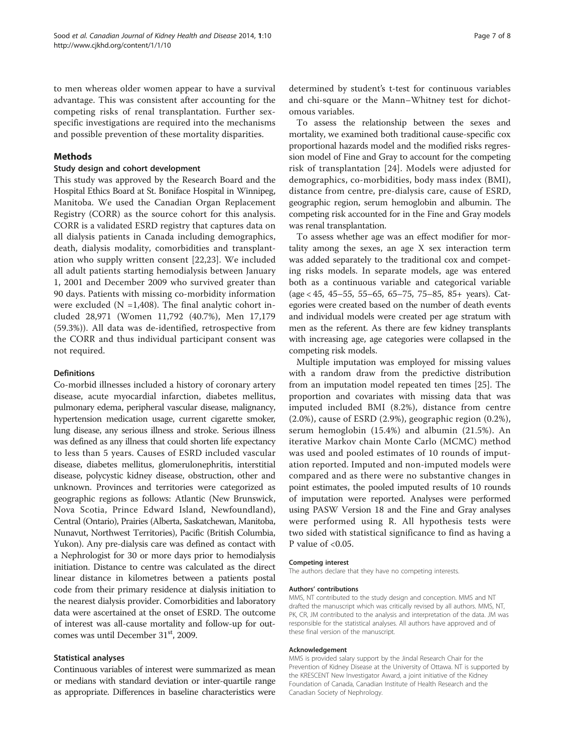to men whereas older women appear to have a survival advantage. This was consistent after accounting for the competing risks of renal transplantation. Further sex-specific investigations are required into the mechanisms and possible prevention of these mortality disparities.

## Methods

### Study design and cohort development

This study was approved by the Research Board and the Hospital Ethics Board at St. Boniface Hospital in Winnipeg, Manitoba. We used the Canadian Organ Replacement Registry (CORR) as the source cohort for this analysis. CORR is a validated ESRD registry that captures data on all dialysis patients in Canada including demographics, death, dialysis modality, comorbidities and transplantation who supply written consent [22,23]. We included all adult patients starting hemodialysis between January 1, 2001 and December 2009 who survived greater than 90 days. Patients with missing co-morbidity information were excluded (N =1,408). The final analytic cohort included 28,971 (Women 11,792 (40.7%), Men 17,179 (59.3%)). All data was de-identified, retrospective from the CORR and thus individual participant consent was not required.

#### Definitions

Co-morbid illnesses included a history of coronary artery disease, acute myocardial infarction, diabetes mellitus, pulmonary edema, peripheral vascular disease, malignancy, hypertension medication usage, current cigarette smoker, lung disease, any serious illness and stroke. Serious illness was defined as any illness that could shorten life expectancy to less than 5 years. Causes of ESRD included vascular disease, diabetes mellitus, glomerulonephritis, interstitial disease, polycystic kidney disease, obstruction, other and unknown. Provinces and territories were categorized as geographic regions as follows: Atlantic (New Brunswick, Nova Scotia, Prince Edward Island, Newfoundland), Central (Ontario), Prairies (Alberta, Saskatchewan, Manitoba, Nunavut, Northwest Territories), Pacific (British Columbia, Yukon). Any pre-dialysis care was defined as contact with a Nephrologist for 30 or more days prior to hemodialysis initiation. Distance to centre was calculated as the direct linear distance in kilometres between a patients postal code from their primary residence at dialysis initiation to the nearest dialysis provider. Comorbidities and laboratory data were ascertained at the onset of ESRD. The outcome of interest was all-cause mortality and follow-up for outcomes was until December 31[st], 2009.

#### Statistical analyses

Continuous variables of interest were summarized as mean or medians with standard deviation or inter-quartile range as appropriate. Differences in baseline characteristics were determined by student's t-test for continuous variables and chi-square or the Mann–Whitney test for dichotomous variables.

To assess the relationship between the sexes and mortality, we examined both traditional cause-specific cox proportional hazards model and the modified risks regression model of Fine and Gray to account for the competing risk of transplantation [24]. Models were adjusted for demographics, co-morbidities, body mass index (BMI), distance from centre, pre-dialysis care, cause of ESRD, geographic region, serum hemoglobin and albumin. The competing risk accounted for in the Fine and Gray models was renal transplantation.

To assess whether age was an effect modifier for mortality among the sexes, an age X sex interaction term was added separately to the traditional cox and competing risks models. In separate models, age was entered both as a continuous variable and categorical variable (age < 45, 45–55, 55–65, 65–75, 75–85, 85+ years). Categories were created based on the number of death events and individual models were created per age stratum with men as the referent. As there are few kidney transplants with increasing age, age categories were collapsed in the competing risk models.

Multiple imputation was employed for missing values with a random draw from the predictive distribution from an imputation model repeated ten times [25]. The proportion and covariates with missing data that was imputed included BMI (8.2%), distance from centre (2.0%), cause of ESRD (2.9%), geographic region (0.2%), serum hemoglobin (15.4%) and albumin (21.5%). An iterative Markov chain Monte Carlo (MCMC) method was used and pooled estimates of 10 rounds of imputation reported. Imputed and non-imputed models were compared and as there were no substantive changes in point estimates, the pooled imputed results of 10 rounds of imputation were reported. Analyses were performed using PASW Version 18 and the Fine and Gray analyses were performed using R. All hypothesis tests were two sided with statistical significance to find as having a P value of $<0.05$.

#### Competing interest

The authors declare that they have no competing interests.

#### Authors' contributions

MMS, NT contributed to the study design and conception. MMS and NT drafted the manuscript which was critically revised by all authors. MMS, NT, PK, CR, JM contributed to the analysis and interpretation of the data. JM was responsible for the statistical analyses. All authors have approved and of these final version of the manuscript.

#### Acknowledgement

MMS is provided salary support by the Jindal Research Chair for the Prevention of Kidney Disease at the University of Ottawa. NT is supported by the KRESCENT New Investigator Award, a joint initiative of the Kidney Foundation of Canada, Canadian Institute of Health Research and the Canadian Society of Nephrology.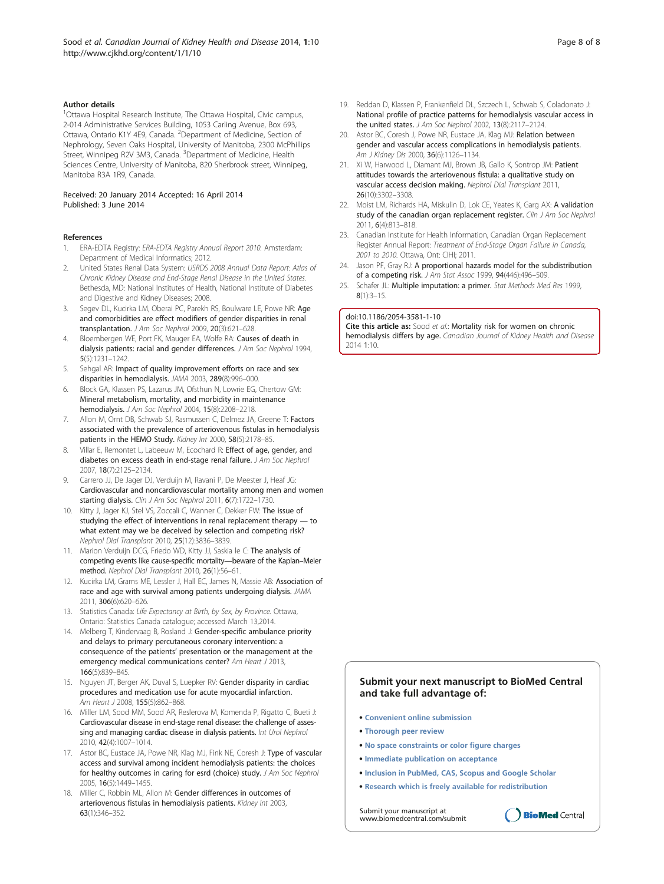#### Author details

[1]Ottawa Hospital Research Institute, The Ottawa Hospital, Civic campus, 2-014 Administrative Services Building, 1053 Carling Avenue, Box 693, Ottawa, Ontario K1Y 4E9, Canada. [2]Department of Medicine, Section of Nephrology, Seven Oaks Hospital, University of Manitoba, 2300 McPhillips Street, Winnipeg R2V 3M3, Canada. [3]Department of Medicine, Health Sciences Centre, University of Manitoba, 820 Sherbrook street, Winnipeg, Manitoba R3A 1R9, Canada.

Received: 20 January 2014 Accepted: 16 April 2014
Published: 3 June 2014

#### References

1. ERA-EDTA Registry: *ERA-EDTA Registry Annual Report 2010.* Amsterdam: Department of Medical Informatics; 2012.
2. United States Renal Data System: *USRDS 2008 Annual Data Report: Atlas of Chronic Kidney Disease and End-Stage Renal Disease in the United States.* Bethesda, MD: National Institutes of Health, National Institute of Diabetes and Digestive and Kidney Diseases; 2008.
3. Segev DL, Kucirka LM, Oberai PC, Parekh RS, Boulware LE, Powe NR: **Age and comorbidities are effect modifiers of gender disparities in renal transplantation.** *J Am Soc Nephrol* 2009, **20**(3):621–628.
4. Bloembergen WE, Port FK, Mauger EA, Wolfe RA: **Causes of death in dialysis patients: racial and gender differences.** *J Am Soc Nephrol* 1994, **5**(5):1231–1242.
5. Sehgal AR: **Impact of quality improvement efforts on race and sex disparities in hemodialysis.** *JAMA* 2003, **289**(8):996–000.
6. Block GA, Klassen PS, Lazarus JM, Ofsthun N, Lowrie EG, Chertow GM: **Mineral metabolism, mortality, and morbidity in maintenance hemodialysis.** *J Am Soc Nephrol* 2004, **15**(8):2208–2218.
7. Allon M, Ornt DB, Schwab SJ, Rasmussen C, Delmez JA, Greene T: **Factors associated with the prevalence of arteriovenous fistulas in hemodialysis patients in the HEMO Study.** *Kidney Int* 2000, **58**(5):2178–85.
8. Villar E, Remontet L, Labeeuw M, Ecochard R: **Effect of age, gender, and diabetes on excess death in end-stage renal failure.** *J Am Soc Nephrol* 2007, **18**(7):2125–2134.
9. Carrero JJ, De Jager DJ, Verduijn M, Ravani P, De Meester J, Heaf JG: **Cardiovascular and noncardiovascular mortality among men and women starting dialysis.** *Clin J Am Soc Nephrol* 2011, **6**(7):1722–1730.
10. Kitty J, Jager KJ, Stel VS, Zoccali C, Wanner C, Dekker FW: **The issue of studying the effect of interventions in renal replacement therapy — to what extent may we be deceived by selection and competing risk?** *Nephrol Dial Transplant* 2010, **25**(12):3836–3839.
11. Marion Verduijn DCG, Friedo WD, Kitty JJ, Saskia le C: **The analysis of competing events like cause-specific mortality—beware of the Kaplan–Meier method.** *Nephrol Dial Transplant* 2010, **26**(1):56–61.
12. Kucirka LM, Grams ME, Lessler J, Hall EC, James N, Massie AB: **Association of race and age with survival among patients undergoing dialysis.** *JAMA* 2011, **306**(6):620–626.
13. Statistics Canada: *Life Expectancy at Birth, by Sex, by Province.* Ottawa, Ontario: Statistics Canada catalogue; accessed March 13,2014.
14. Melberg T, Kindervaag B, Rosland J: **Gender-specific ambulance priority and delays to primary percutaneous coronary intervention: a consequence of the patients' presentation or the management at the emergency medical communications center?** *Am Heart J* 2013, **166**(5):839–845.
15. Nguyen JT, Berger AK, Duval S, Luepker RV: **Gender disparity in cardiac procedures and medication use for acute myocardial infarction.** *Am Heart J* 2008, **155**(5):862–868.
16. Miller LM, Sood MM, Sood AR, Reslerova M, Komenda P, Rigatto C, Bueti J: **Cardiovascular disease in end-stage renal disease: the challenge of assessing and managing cardiac disease in dialysis patients.** *Int Urol Nephrol* 2010, **42**(4):1007–1014.
17. Astor BC, Eustace JA, Powe NR, Klag MJ, Fink NE, Coresh J: **Type of vascular access and survival among incident hemodialysis patients: the choices for healthy outcomes in caring for esrd (choice) study.** *J Am Soc Nephrol* 2005, **16**(5):1449–1455.
18. Miller C, Robbin ML, Allon M: **Gender differences in outcomes of arteriovenous fistulas in hemodialysis patients.** *Kidney Int* 2003, **63**(1):346–352.
19. Reddan D, Klassen P, Frankenfield DL, Szczech L, Schwab S, Coladonato J: **National profile of practice patterns for hemodialysis vascular access in the united states.** *J Am Soc Nephrol* 2002, **13**(8):2117–2124.
20. Astor BC, Coresh J, Powe NR, Eustace JA, Klag MJ: **Relation between gender and vascular access complications in hemodialysis patients.** *Am J Kidney Dis* 2000, **36**(6):1126–1134.
21. Xi W, Harwood L, Diamant MJ, Brown JB, Gallo K, Sontrop JM: **Patient attitudes towards the arteriovenous fistula: a qualitative study on vascular access decision making.** *Nephrol Dial Transplant* 2011, **26**(10):3302–3308.
22. Moist LM, Richards HA, Miskulin D, Lok CE, Yeates K, Garg AX: **A validation study of the canadian organ replacement register.** *Clin J Am Soc Nephrol* 2011, **6**(4):813–818.
23. Canadian Institute for Health Information, Canadian Organ Replacement Register Annual Report: *Treatment of End-Stage Organ Failure in Canada, 2001 to 2010.* Ottawa, Ont: CIHI; 2011.
24. Jason PF, Gray RJ: **A proportional hazards model for the subdistribution of a competing risk.** *J Am Stat Assoc* 1999, **94**(446):496–509.
25. Schafer JL: **Multiple imputation: a primer.** *Stat Methods Med Res* 1999, **8**(1):3–15.

doi:10.1186/2054-3581-1-10
**Cite this article as:** Sood *et al.*: Mortality risk for women on chronic hemodialysis differs by age. *Canadian Journal of Kidney Health and Disease* 2014 **1**:10.

**Submit your next manuscript to BioMed Central and take full advantage of:**

- **Convenient online submission**
- **Thorough peer review**
- **No space constraints or color figure charges**
- **Immediate publication on acceptance**
- **Inclusion in PubMed, CAS, Scopus and Google Scholar**
- **Research which is freely available for redistribution**

Submit your manuscript at
www.biomedcentral.com/submit

BioMed Central